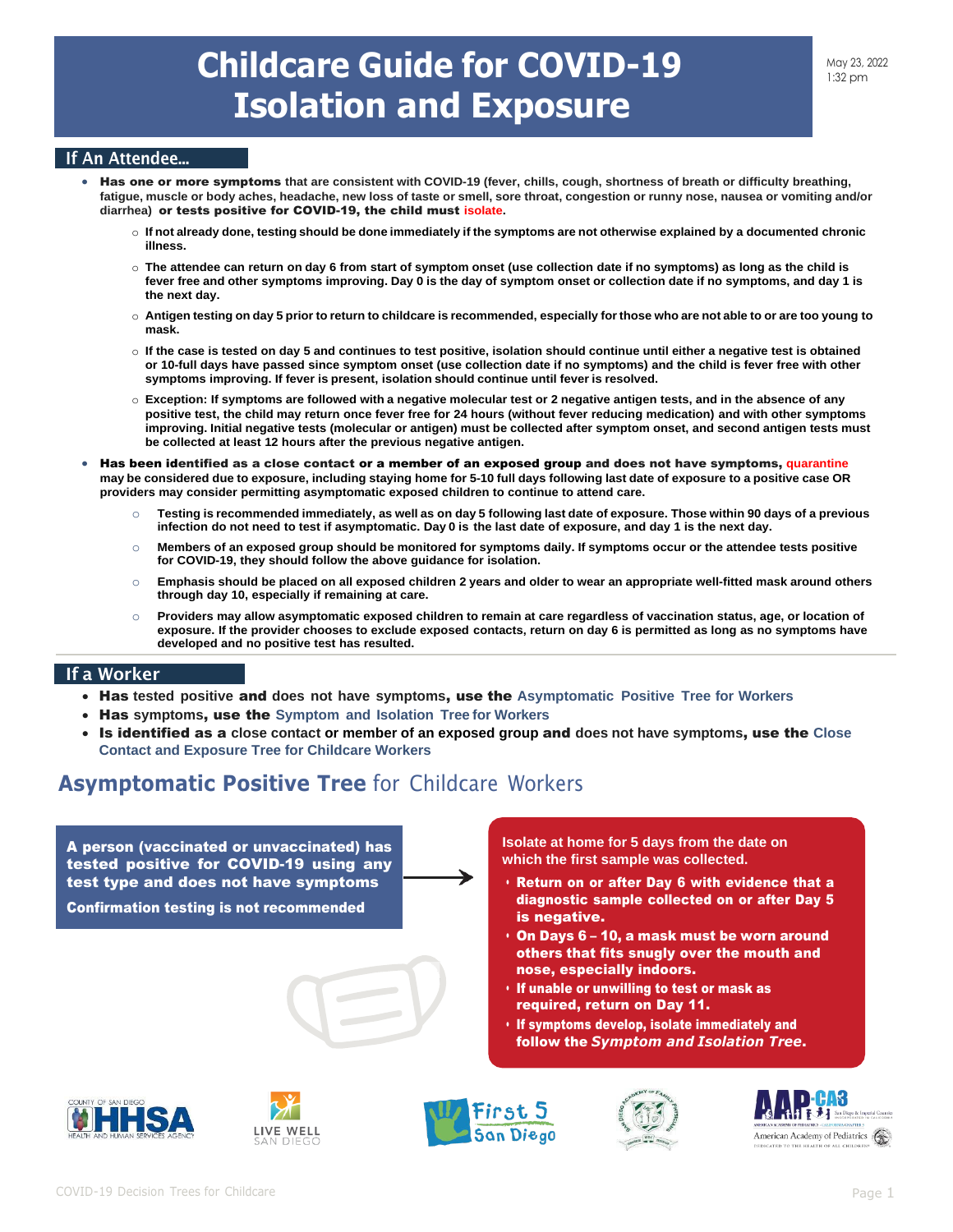# Childcare Guide for COVID-19 Isolation and Exposure

May 23, 2022
1:32 pm

## If An Attendee…

- **Has one or more symptoms that are consistent with COVID-19 (fever, chills, cough, shortness of breath or difficulty breathing, fatigue, muscle or body aches, headache, new loss of taste or smell, sore throat, congestion or runny nose, nausea or vomiting and/or diarrhea) or tests positive for COVID-19, the child must isolate.**
  - **If not already done, testing should be done immediately if the symptoms are not otherwise explained by a documented chronic illness.**
  - **The attendee can return on day 6 from start of symptom onset (use collection date if no symptoms) as long as the child is fever free and other symptoms improving. Day 0 is the day of symptom onset or collection date if no symptoms, and day 1 is the next day.**
  - **Antigen testing on day 5 prior to return to childcare is recommended, especially for those who are not able to or are too young to mask.**
  - **If the case is tested on day 5 and continues to test positive, isolation should continue until either a negative test is obtained or 10-full days have passed since symptom onset (use collection date if no symptoms) and the child is fever free with other symptoms improving. If fever is present, isolation should continue until fever is resolved.**
  - **Exception: If symptoms are followed with a negative molecular test or 2 negative antigen tests, and in the absence of any positive test, the child may return once fever free for 24 hours (without fever reducing medication) and with other symptoms improving. Initial negative tests (molecular or antigen) must be collected after symptom onset, and second antigen tests must be collected at least 12 hours after the previous negative antigen.**
- **Has been identified as a close contact or a member of an exposed group and does not have symptoms, quarantine may be considered due to exposure, including staying home for 5-10 full days following last date of exposure to a positive case OR providers may consider permitting asymptomatic exposed children to continue to attend care.**
  - **Testing is recommended immediately, as well as on day 5 following last date of exposure. Those within 90 days of a previous infection do not need to test if asymptomatic. Day 0 is the last date of exposure, and day 1 is the next day.**
  - **Members of an exposed group should be monitored for symptoms daily. If symptoms occur or the attendee tests positive for COVID-19, they should follow the above guidance for isolation.**
  - **Emphasis should be placed on all exposed children 2 years and older to wear an appropriate well-fitted mask around others through day 10, especially if remaining at care.**
  - **Providers may allow asymptomatic exposed children to remain at care regardless of vaccination status, age, or location of exposure. If the provider chooses to exclude exposed contacts, return on day 6 is permitted as long as no symptoms have developed and no positive test has resulted.**

## If a Worker

- **Has** tested positive **and** does not have symptoms**, use the** Asymptomatic Positive Tree for Workers
- **Has** symptoms**, use the** Symptom and Isolation Tree for Workers
- **Is identified as a** close contact **or member of an exposed group and** does not have symptoms**, use the** Close Contact and Exposure Tree for Childcare Workers

## Asymptomatic Positive Tree for Childcare Workers

**A person (vaccinated or unvaccinated) has tested positive for COVID-19 using any test type and does not have symptoms**

**Confirmation testing is not recommended**

→

**Isolate at home for 5 days from the date on which the first sample was collected.**

- **Return on or after Day 6 with evidence that a diagnostic sample collected on or after Day 5 is negative.**
- **On Days 6 – 10, a mask must be worn around others that fits snugly over the mouth and nose, especially indoors.**
- **If unable or unwilling to test or mask as required, return on Day 11.**
- **If symptoms develop, isolate immediately and follow the *Symptom and Isolation Tree*.**

COVID-19 Decision Trees for Childcare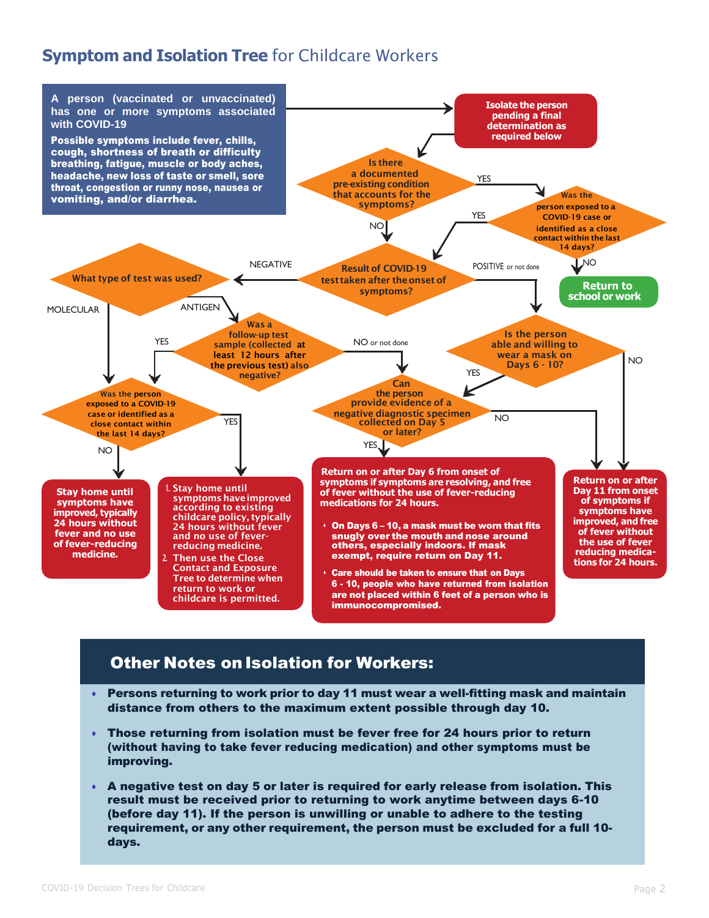## Symptom and Isolation Tree for Childcare Workers

A person (vaccinated or unvaccinated) has one or more symptoms associated with COVID-19

Possible symptoms include fever, chills, cough, shortness of breath or difficulty breathing, fatigue, muscle or body aches, headache, new loss of taste or smell, sore throat, congestion or runny nose, nausea or vomiting, and/or diarrhea.

Isolate the person pending a final determination as required below

Is there a documented pre-existing condition that accounts for the symptoms?

YES

Was the person exposed to a COVID-19 case or identified as a close contact within the last 14 days?

YES

NO

Return to school or work

NO

Result of COVID-19 test taken after the onset of symptoms?

NEGATIVE

POSITIVE or not done

What type of test was used?

MOLECULAR

ANTIGEN

Was a follow-up test sample (collected at least 12 hours after the previous test) also negative?

YES

NO or not done

Is the person able and willing to wear a mask on Days 6 - 10?

YES

NO

Was the person exposed to a COVID-19 case or identified as a close contact within the last 14 days?

YES

NO

Can the person provide evidence of a negative diagnostic specimen collected on Day 5 or later?

NO

YES

Stay home until symptoms have improved, typically 24 hours without fever and no use of fever-reducing medicine.

1. Stay home until symptoms have improved according to existing childcare policy, typically 24 hours without fever and no use of fever-reducing medicine.
2. Then use the Close Contact and Exposure Tree to determine when return to work or childcare is permitted.

Return on or after Day 6 from onset of symptoms if symptoms are resolving, and free of fever without the use of fever-reducing medications for 24 hours.

- On Days 6 – 10, a mask must be worn that fits snugly over the mouth and nose around others, especially indoors. If mask exempt, require return on Day 11.
- Care should be taken to ensure that on Days 6 - 10, people who have returned from isolation are not placed within 6 feet of a person who is immunocompromised.

Return on or after Day 11 from onset of symptoms if symptoms have improved, and free of fever without the use of fever reducing medications for 24 hours.

## Other Notes on Isolation for Workers:

- **Persons returning to work prior to day 11 must wear a well-fitting mask and maintain distance from others to the maximum extent possible through day 10.**
- **Those returning from isolation must be fever free for 24 hours prior to return (without having to take fever reducing medication) and other symptoms must be improving.**
- **A negative test on day 5 or later is required for early release from isolation. This result must be received prior to returning to work anytime between days 6-10 (before day 11). If the person is unwilling or unable to adhere to the testing requirement, or any other requirement, the person must be excluded for a full 10-days.**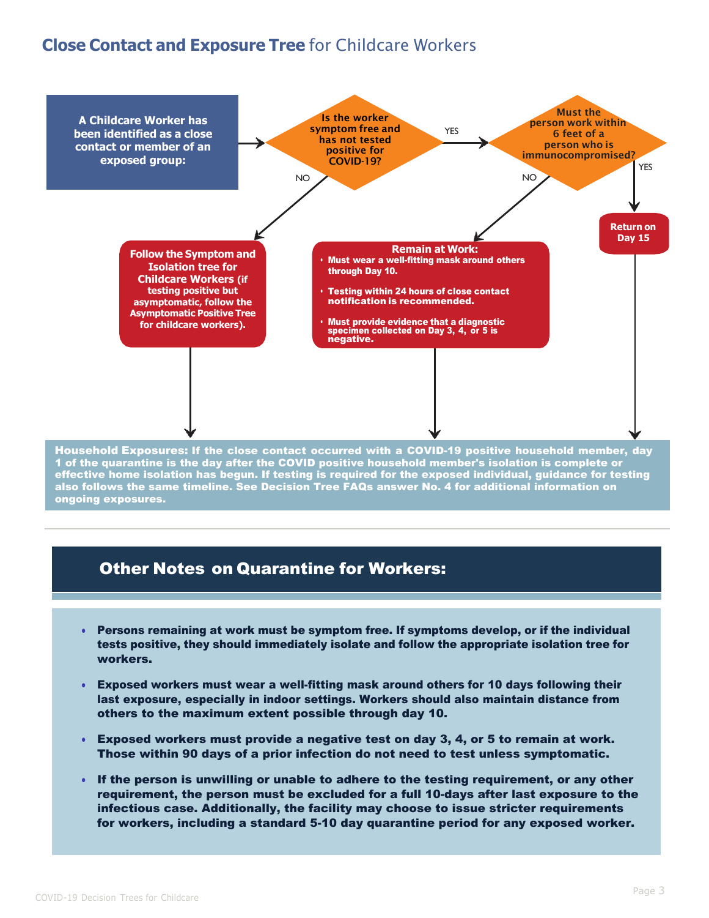# **Close Contact and Exposure Tree** for Childcare Workers

**A Childcare Worker has been identified as a close contact or member of an exposed group:**

**Is the worker symptom free and has not tested positive for COVID-19?**

- NO → **Follow the Symptom and Isolation tree for Childcare Workers (if testing positive but asymptomatic, follow the Asymptomatic Positive Tree for childcare workers).**
- YES → **Must the person work within 6 feet of a person who is immunocompromised?**
  - YES → **Return on Day 15**
  - NO → **Remain at Work:**
    - **Must wear a well-fitting mask around others through Day 10.**
    - **Testing within 24 hours of close contact notification is recommended.**
    - **Must provide evidence that a diagnostic specimen collected on Day 3, 4, or 5 is negative.**

**Household Exposures: If the close contact occurred with a COVID-19 positive household member, day 1 of the quarantine is the day after the COVID positive household member's isolation is complete or effective home isolation has begun. If testing is required for the exposed individual, guidance for testing also follows the same timeline. See Decision Tree FAQs answer No. 4 for additional information on ongoing exposures.**

## Other Notes on Quarantine for Workers:

- **Persons remaining at work must be symptom free. If symptoms develop, or if the individual tests positive, they should immediately isolate and follow the appropriate isolation tree for workers.**
- **Exposed workers must wear a well-fitting mask around others for 10 days following their last exposure, especially in indoor settings. Workers should also maintain distance from others to the maximum extent possible through day 10.**
- **Exposed workers must provide a negative test on day 3, 4, or 5 to remain at work. Those within 90 days of a prior infection do not need to test unless symptomatic.**
- **If the person is unwilling or unable to adhere to the testing requirement, or any other requirement, the person must be excluded for a full 10-days after last exposure to the infectious case. Additionally, the facility may choose to issue stricter requirements for workers, including a standard 5-10 day quarantine period for any exposed worker.**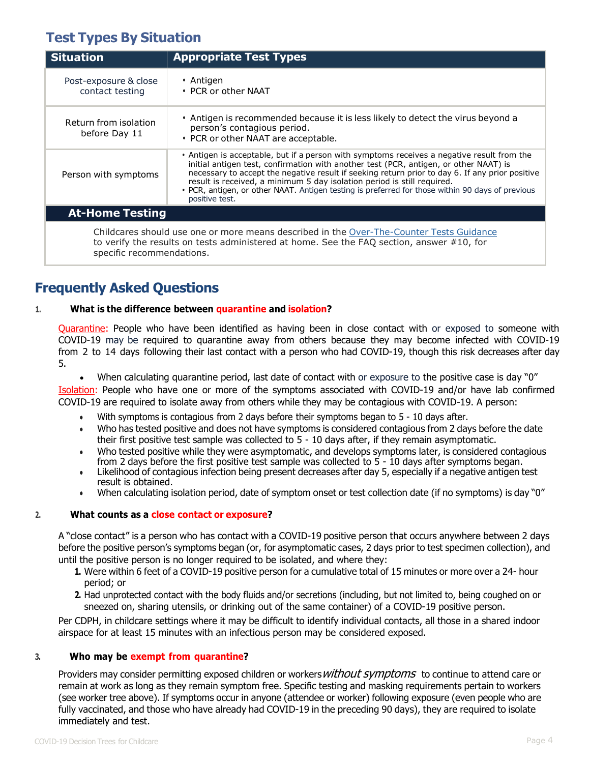## Test Types By Situation

| Situation | Appropriate Test Types |
|---|---|
| Post-exposure & close contact testing | • Antigen<br>• PCR or other NAAT |
| Return from isolation before Day 11 | • Antigen is recommended because it is less likely to detect the virus beyond a person's contagious period.<br>• PCR or other NAAT are acceptable. |
| Person with symptoms | • Antigen is acceptable, but if a person with symptoms receives a negative result from the initial antigen test, confirmation with another test (PCR, antigen, or other NAAT) is necessary to accept the negative result if seeking return prior to day 6. If any prior positive result is received, a minimum 5 day isolation period is still required.<br>• PCR, antigen, or other NAAT. Antigen testing is preferred for those within 90 days of previous positive test. |
| **At-Home Testing** | |
| Childcares should use one or more means described in the Over-The-Counter Tests Guidance to verify the results on tests administered at home. See the FAQ section, answer #10, for specific recommendations. | |

## Frequently Asked Questions

1. **What is the difference between quarantine and isolation?**

Quarantine: People who have been identified as having been in close contact with or exposed to someone with COVID-19 may be required to quarantine away from others because they may become infected with COVID-19 from 2 to 14 days following their last contact with a person who had COVID-19, though this risk decreases after day 5.

- When calculating quarantine period, last date of contact with or exposure to the positive case is day "0"

Isolation: People who have one or more of the symptoms associated with COVID-19 and/or have lab confirmed COVID-19 are required to isolate away from others while they may be contagious with COVID-19. A person:

- With symptoms is contagious from 2 days before their symptoms began to 5 - 10 days after.
- Who has tested positive and does not have symptoms is considered contagious from 2 days before the date their first positive test sample was collected to 5 - 10 days after, if they remain asymptomatic.
- Who tested positive while they were asymptomatic, and develops symptoms later, is considered contagious from 2 days before the first positive test sample was collected to 5 - 10 days after symptoms began.
- Likelihood of contagious infection being present decreases after day 5, especially if a negative antigen test result is obtained.
- When calculating isolation period, date of symptom onset or test collection date (if no symptoms) is day "0"

2. **What counts as a close contact or exposure?**

A "close contact" is a person who has contact with a COVID-19 positive person that occurs anywhere between 2 days before the positive person's symptoms began (or, for asymptomatic cases, 2 days prior to test specimen collection), and until the positive person is no longer required to be isolated, and where they:

1. Were within 6 feet of a COVID-19 positive person for a cumulative total of 15 minutes or more over a 24- hour period; or
2. Had unprotected contact with the body fluids and/or secretions (including, but not limited to, being coughed on or sneezed on, sharing utensils, or drinking out of the same container) of a COVID-19 positive person.

Per CDPH, in childcare settings where it may be difficult to identify individual contacts, all those in a shared indoor airspace for at least 15 minutes with an infectious person may be considered exposed.

3. **Who may be exempt from quarantine?**

Providers may consider permitting exposed children or workers *without symptoms* to continue to attend care or remain at work as long as they remain symptom free. Specific testing and masking requirements pertain to workers (see worker tree above). If symptoms occur in anyone (attendee or worker) following exposure (even people who are fully vaccinated, and those who have already had COVID-19 in the preceding 90 days), they are required to isolate immediately and test.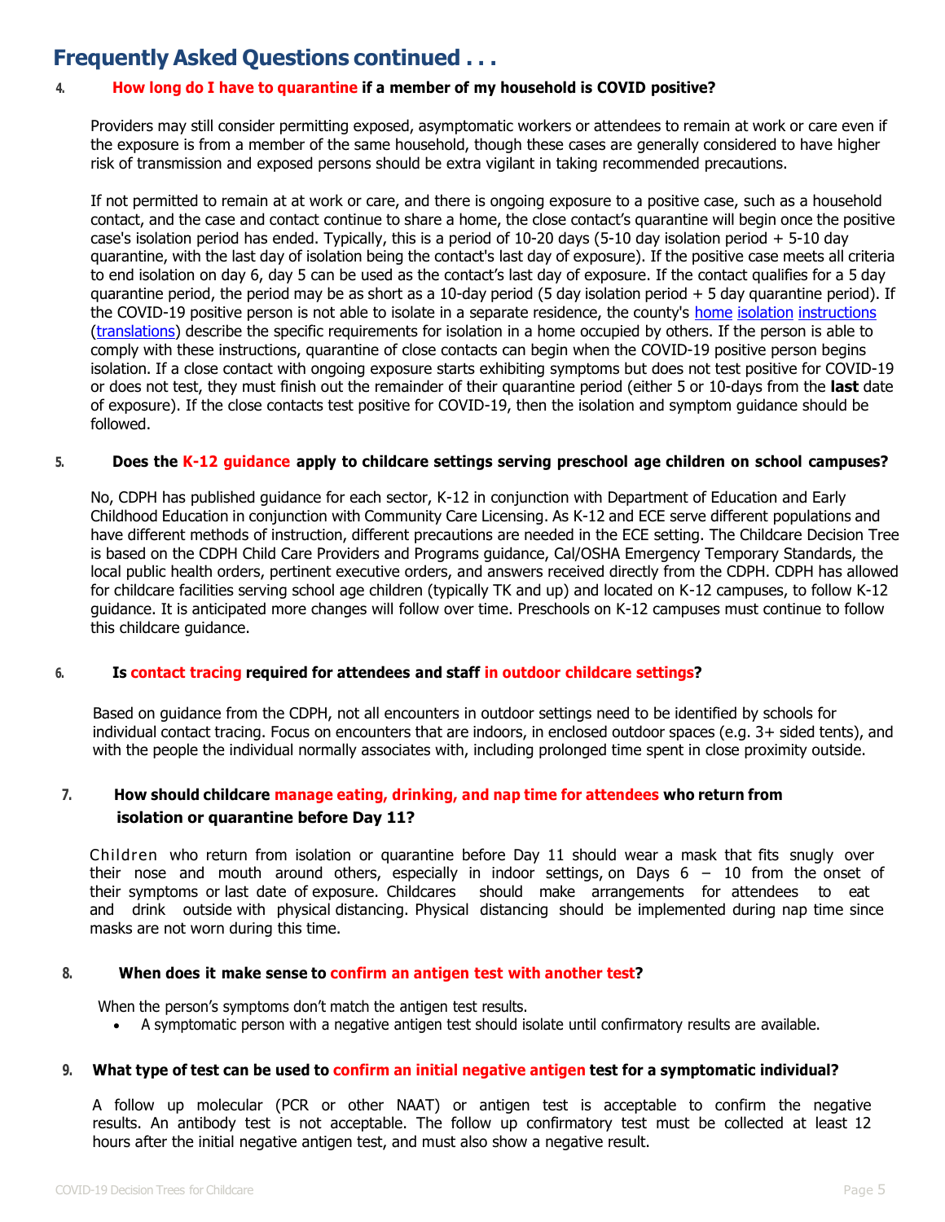## Frequently Asked Questions continued . . .

**4. How long do I have to quarantine if a member of my household is COVID positive?**

Providers may still consider permitting exposed, asymptomatic workers or attendees to remain at work or care even if the exposure is from a member of the same household, though these cases are generally considered to have higher risk of transmission and exposed persons should be extra vigilant in taking recommended precautions.

If not permitted to remain at at work or care, and there is ongoing exposure to a positive case, such as a household contact, and the case and contact continue to share a home, the close contact's quarantine will begin once the positive case's isolation period has ended. Typically, this is a period of 10-20 days (5-10 day isolation period + 5-10 day quarantine, with the last day of isolation being the contact's last day of exposure). If the positive case meets all criteria to end isolation on day 6, day 5 can be used as the contact's last day of exposure. If the contact qualifies for a 5 day quarantine period, the period may be as short as a 10-day period (5 day isolation period + 5 day quarantine period). If the COVID-19 positive person is not able to isolate in a separate residence, the county's home isolation instructions (translations) describe the specific requirements for isolation in a home occupied by others. If the person is able to comply with these instructions, quarantine of close contacts can begin when the COVID-19 positive person begins isolation. If a close contact with ongoing exposure starts exhibiting symptoms but does not test positive for COVID-19 or does not test, they must finish out the remainder of their quarantine period (either 5 or 10-days from the **last** date of exposure). If the close contacts test positive for COVID-19, then the isolation and symptom guidance should be followed.

**5. Does the K-12 guidance apply to childcare settings serving preschool age children on school campuses?**

No, CDPH has published guidance for each sector, K-12 in conjunction with Department of Education and Early Childhood Education in conjunction with Community Care Licensing. As K-12 and ECE serve different populations and have different methods of instruction, different precautions are needed in the ECE setting. The Childcare Decision Tree is based on the CDPH Child Care Providers and Programs guidance, Cal/OSHA Emergency Temporary Standards, the local public health orders, pertinent executive orders, and answers received directly from the CDPH. CDPH has allowed for childcare facilities serving school age children (typically TK and up) and located on K-12 campuses, to follow K-12 guidance. It is anticipated more changes will follow over time. Preschools on K-12 campuses must continue to follow this childcare guidance.

**6. Is contact tracing required for attendees and staff in outdoor childcare settings?**

Based on guidance from the CDPH, not all encounters in outdoor settings need to be identified by schools for individual contact tracing. Focus on encounters that are indoors, in enclosed outdoor spaces (e.g. 3+ sided tents), and with the people the individual normally associates with, including prolonged time spent in close proximity outside.

**7. How should childcare manage eating, drinking, and nap time for attendees who return from isolation or quarantine before Day 11?**

Children who return from isolation or quarantine before Day 11 should wear a mask that fits snugly over their nose and mouth around others, especially in indoor settings, on Days 6 – 10 from the onset of their symptoms or last date of exposure. Childcares should make arrangements for attendees to eat and drink outside with physical distancing. Physical distancing should be implemented during nap time since masks are not worn during this time.

**8. When does it make sense to confirm an antigen test with another test?**

When the person's symptoms don't match the antigen test results.

- A symptomatic person with a negative antigen test should isolate until confirmatory results are available.

**9. What type of test can be used to confirm an initial negative antigen test for a symptomatic individual?**

A follow up molecular (PCR or other NAAT) or antigen test is acceptable to confirm the negative results. An antibody test is not acceptable. The follow up confirmatory test must be collected at least 12 hours after the initial negative antigen test, and must also show a negative result.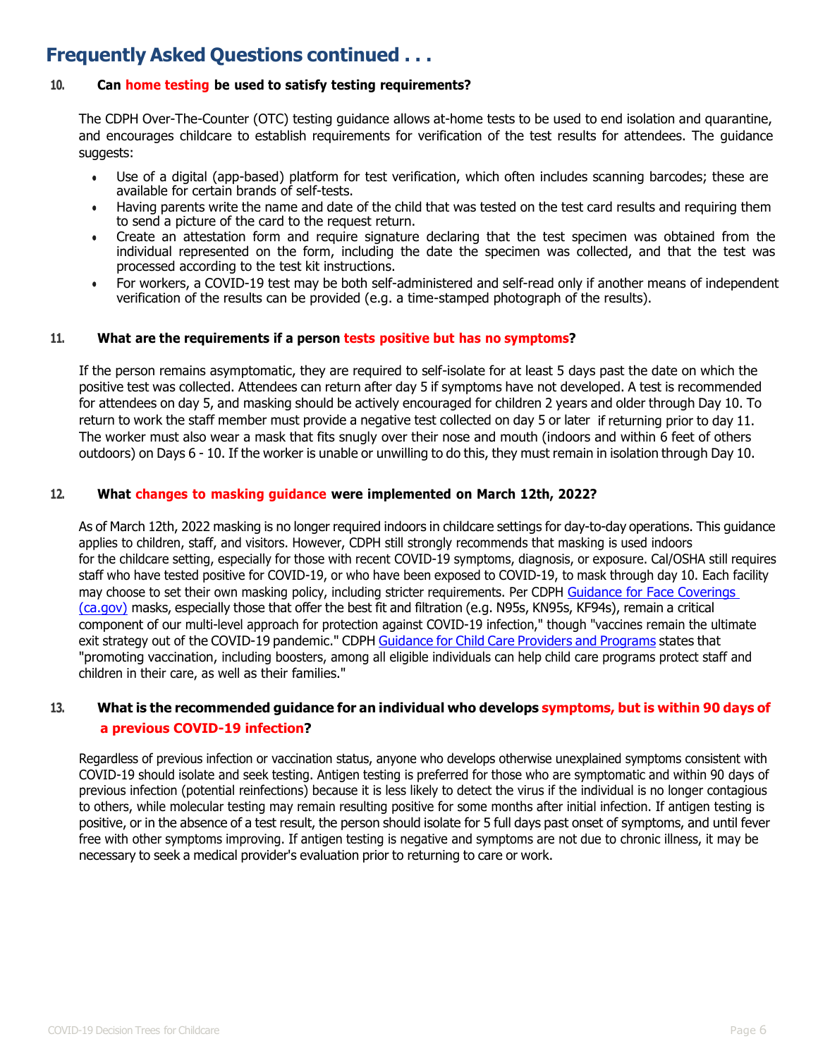## Frequently Asked Questions continued . . .

**10. Can home testing be used to satisfy testing requirements?**

The CDPH Over-The-Counter (OTC) testing guidance allows at-home tests to be used to end isolation and quarantine, and encourages childcare to establish requirements for verification of the test results for attendees. The guidance suggests:

- Use of a digital (app-based) platform for test verification, which often includes scanning barcodes; these are available for certain brands of self-tests.
- Having parents write the name and date of the child that was tested on the test card results and requiring them to send a picture of the card to the request return.
- Create an attestation form and require signature declaring that the test specimen was obtained from the individual represented on the form, including the date the specimen was collected, and that the test was processed according to the test kit instructions.
- For workers, a COVID-19 test may be both self-administered and self-read only if another means of independent verification of the results can be provided (e.g. a time-stamped photograph of the results).

**11. What are the requirements if a person tests positive but has no symptoms?**

If the person remains asymptomatic, they are required to self-isolate for at least 5 days past the date on which the positive test was collected. Attendees can return after day 5 if symptoms have not developed. A test is recommended for attendees on day 5, and masking should be actively encouraged for children 2 years and older through Day 10. To return to work the staff member must provide a negative test collected on day 5 or later if returning prior to day 11. The worker must also wear a mask that fits snugly over their nose and mouth (indoors and within 6 feet of others outdoors) on Days 6 - 10. If the worker is unable or unwilling to do this, they must remain in isolation through Day 10.

**12. What changes to masking guidance were implemented on March 12th, 2022?**

As of March 12th, 2022 masking is no longer required indoors in childcare settings for day-to-day operations. This guidance applies to children, staff, and visitors. However, CDPH still strongly recommends that masking is used indoors for the childcare setting, especially for those with recent COVID-19 symptoms, diagnosis, or exposure. Cal/OSHA still requires staff who have tested positive for COVID-19, or who have been exposed to COVID-19, to mask through day 10. Each facility may choose to set their own masking policy, including stricter requirements. Per CDPH Guidance for Face Coverings (ca.gov) masks, especially those that offer the best fit and filtration (e.g. N95s, KN95s, KF94s), remain a critical component of our multi-level approach for protection against COVID-19 infection," though "vaccines remain the ultimate exit strategy out of the COVID-19 pandemic." CDPH Guidance for Child Care Providers and Programs states that "promoting vaccination, including boosters, among all eligible individuals can help child care programs protect staff and children in their care, as well as their families."

**13. What is the recommended guidance for an individual who develops symptoms, but is within 90 days of a previous COVID-19 infection?**

Regardless of previous infection or vaccination status, anyone who develops otherwise unexplained symptoms consistent with COVID-19 should isolate and seek testing. Antigen testing is preferred for those who are symptomatic and within 90 days of previous infection (potential reinfections) because it is less likely to detect the virus if the individual is no longer contagious to others, while molecular testing may remain resulting positive for some months after initial infection. If antigen testing is positive, or in the absence of a test result, the person should isolate for 5 full days past onset of symptoms, and until fever free with other symptoms improving. If antigen testing is negative and symptoms are not due to chronic illness, it may be necessary to seek a medical provider's evaluation prior to returning to care or work.